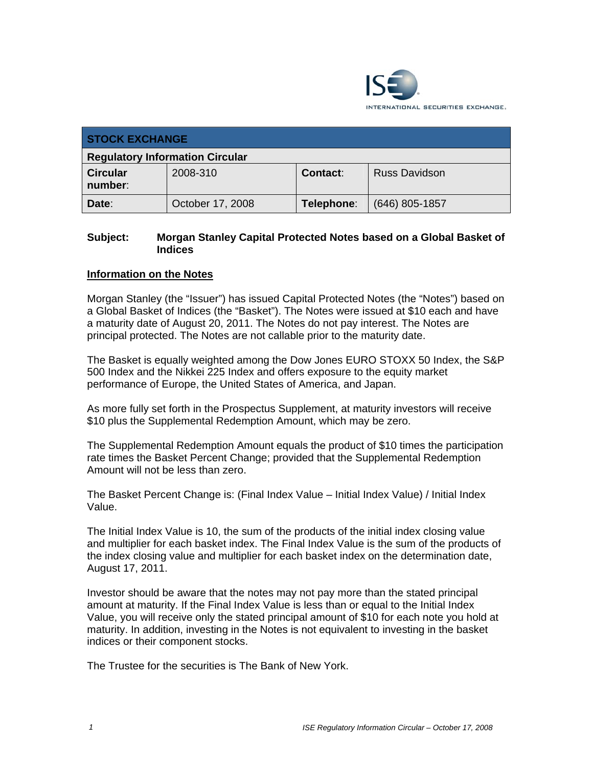INTERNATIONAL SECURITIES EXCHANGE.

| STOCK EXCHANGE | | | |
|---|---|---|---|
| **Regulatory Information Circular** | | | |
| **Circular number**: | 2008-310 | **Contact**: | Russ Davidson |
| **Date**: | October 17, 2008 | **Telephone**: | (646) 805-1857 |

**Subject: Morgan Stanley Capital Protected Notes based on a Global Basket of Indices**

## Information on the Notes

Morgan Stanley (the "Issuer") has issued Capital Protected Notes (the "Notes") based on a Global Basket of Indices (the "Basket"). The Notes were issued at $10 each and have a maturity date of August 20, 2011. The Notes do not pay interest. The Notes are principal protected. The Notes are not callable prior to the maturity date.

The Basket is equally weighted among the Dow Jones EURO STOXX 50 Index, the S&P 500 Index and the Nikkei 225 Index and offers exposure to the equity market performance of Europe, the United States of America, and Japan.

As more fully set forth in the Prospectus Supplement, at maturity investors will receive $10 plus the Supplemental Redemption Amount, which may be zero.

The Supplemental Redemption Amount equals the product of $10 times the participation rate times the Basket Percent Change; provided that the Supplemental Redemption Amount will not be less than zero.

The Basket Percent Change is: (Final Index Value – Initial Index Value) / Initial Index Value.

The Initial Index Value is 10, the sum of the products of the initial index closing value and multiplier for each basket index. The Final Index Value is the sum of the products of the index closing value and multiplier for each basket index on the determination date, August 17, 2011.

Investor should be aware that the notes may not pay more than the stated principal amount at maturity. If the Final Index Value is less than or equal to the Initial Index Value, you will receive only the stated principal amount of $10 for each note you hold at maturity. In addition, investing in the Notes is not equivalent to investing in the basket indices or their component stocks.

The Trustee for the securities is The Bank of New York.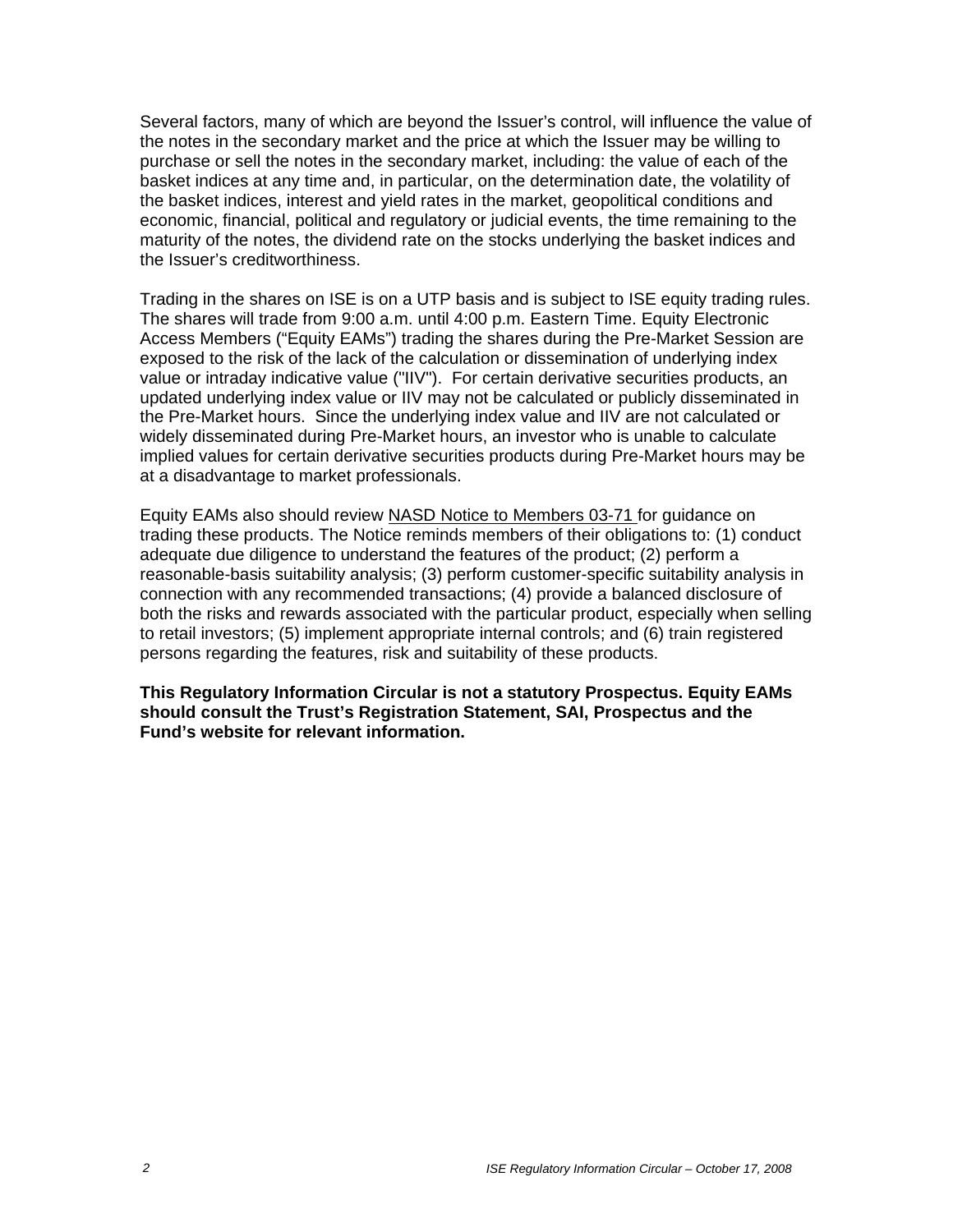Several factors, many of which are beyond the Issuer's control, will influence the value of the notes in the secondary market and the price at which the Issuer may be willing to purchase or sell the notes in the secondary market, including: the value of each of the basket indices at any time and, in particular, on the determination date, the volatility of the basket indices, interest and yield rates in the market, geopolitical conditions and economic, financial, political and regulatory or judicial events, the time remaining to the maturity of the notes, the dividend rate on the stocks underlying the basket indices and the Issuer's creditworthiness.

Trading in the shares on ISE is on a UTP basis and is subject to ISE equity trading rules. The shares will trade from 9:00 a.m. until 4:00 p.m. Eastern Time. Equity Electronic Access Members ("Equity EAMs") trading the shares during the Pre-Market Session are exposed to the risk of the lack of the calculation or dissemination of underlying index value or intraday indicative value ("IIV"). For certain derivative securities products, an updated underlying index value or IIV may not be calculated or publicly disseminated in the Pre-Market hours. Since the underlying index value and IIV are not calculated or widely disseminated during Pre-Market hours, an investor who is unable to calculate implied values for certain derivative securities products during Pre-Market hours may be at a disadvantage to market professionals.

Equity EAMs also should review NASD Notice to Members 03-71 for guidance on trading these products. The Notice reminds members of their obligations to: (1) conduct adequate due diligence to understand the features of the product; (2) perform a reasonable-basis suitability analysis; (3) perform customer-specific suitability analysis in connection with any recommended transactions; (4) provide a balanced disclosure of both the risks and rewards associated with the particular product, especially when selling to retail investors; (5) implement appropriate internal controls; and (6) train registered persons regarding the features, risk and suitability of these products.

**This Regulatory Information Circular is not a statutory Prospectus. Equity EAMs should consult the Trust's Registration Statement, SAI, Prospectus and the Fund's website for relevant information.**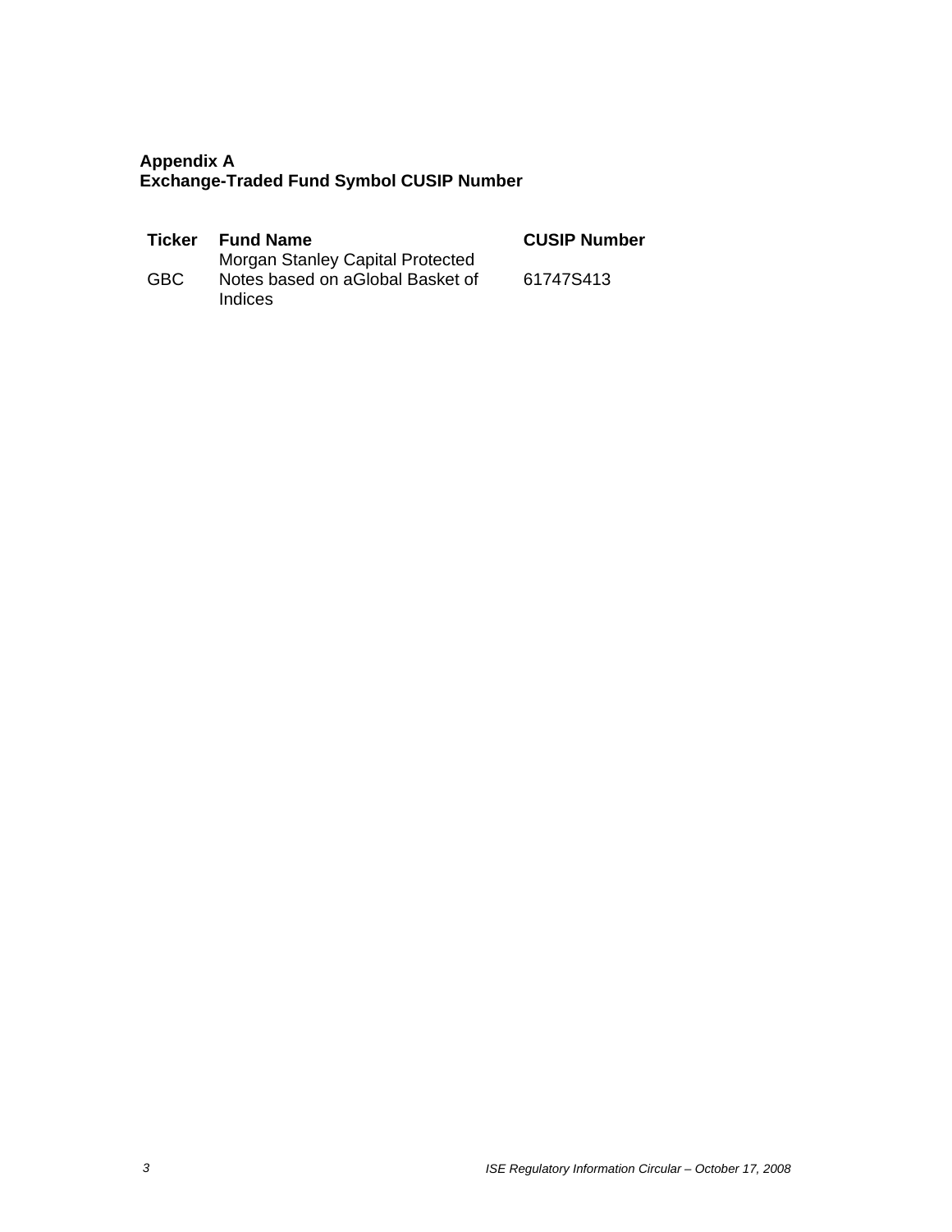**Appendix A**
**Exchange-Traded Fund Symbol CUSIP Number**

| Ticker | Fund Name | CUSIP Number |
|---|---|---|
| GBC | Morgan Stanley Capital Protected Notes based on aGlobal Basket of Indices | 61747S413 |